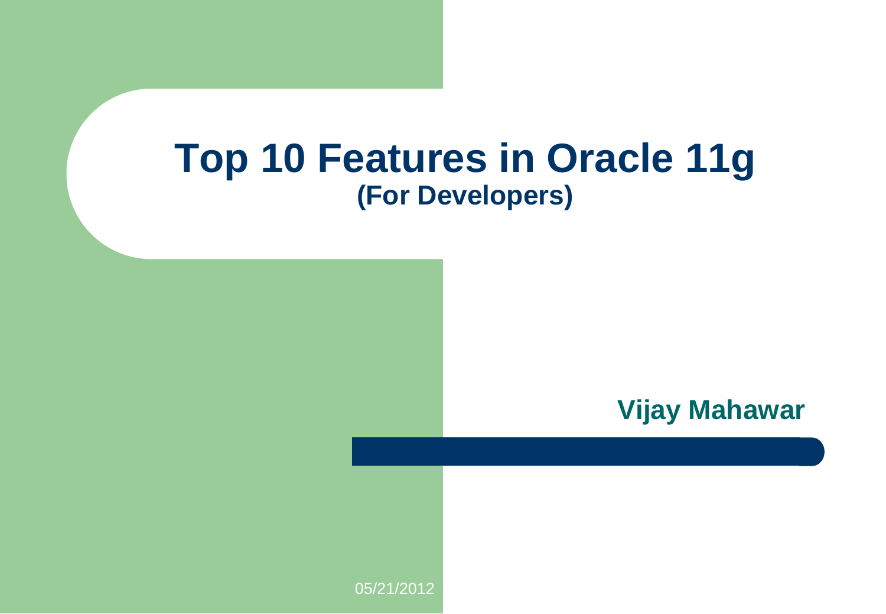# Top 10 Features in Oracle 11g
## (For Developers)

**Vijay Mahawar**

05/21/2012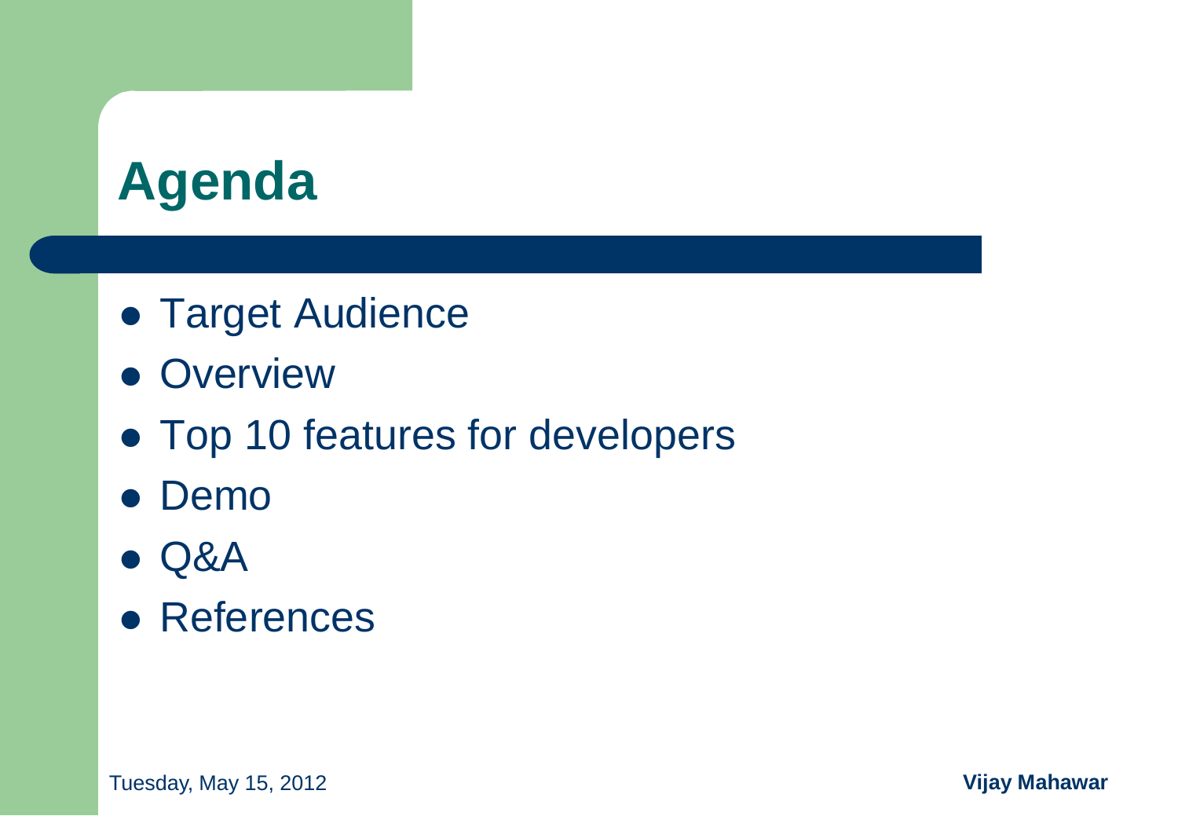# Agenda

- Target Audience
- Overview
- Top 10 features for developers
- Demo
- Q&A
- References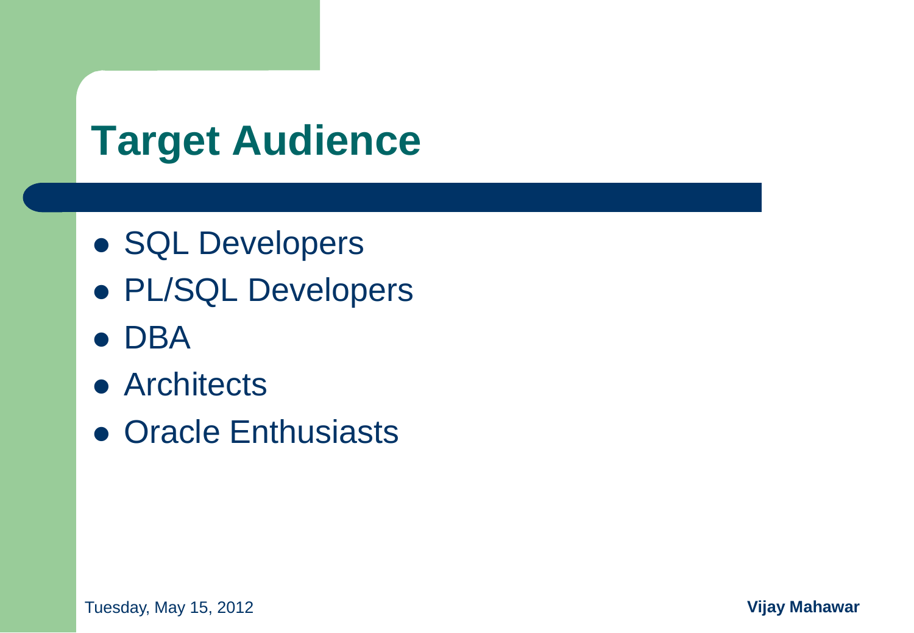# Target Audience

- SQL Developers
- PL/SQL Developers
- DBA
- Architects
- Oracle Enthusiasts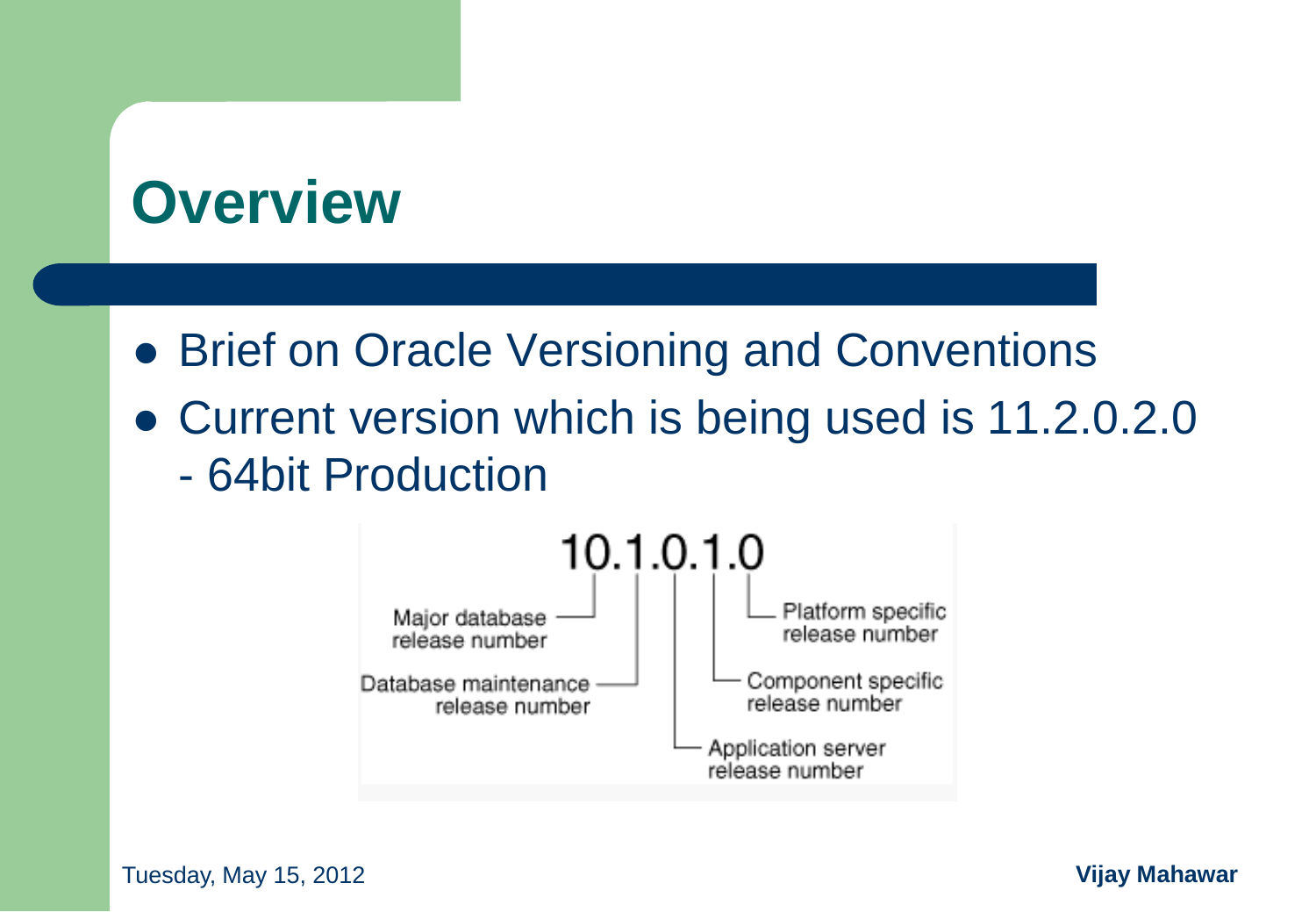# Overview

- Brief on Oracle Versioning and Conventions
- Current version which is being used is 11.2.0.2.0 - 64bit Production

10.1.0.1.0

- Major database release number
- Database maintenance release number
- Application server release number
- Component specific release number
- Platform specific release number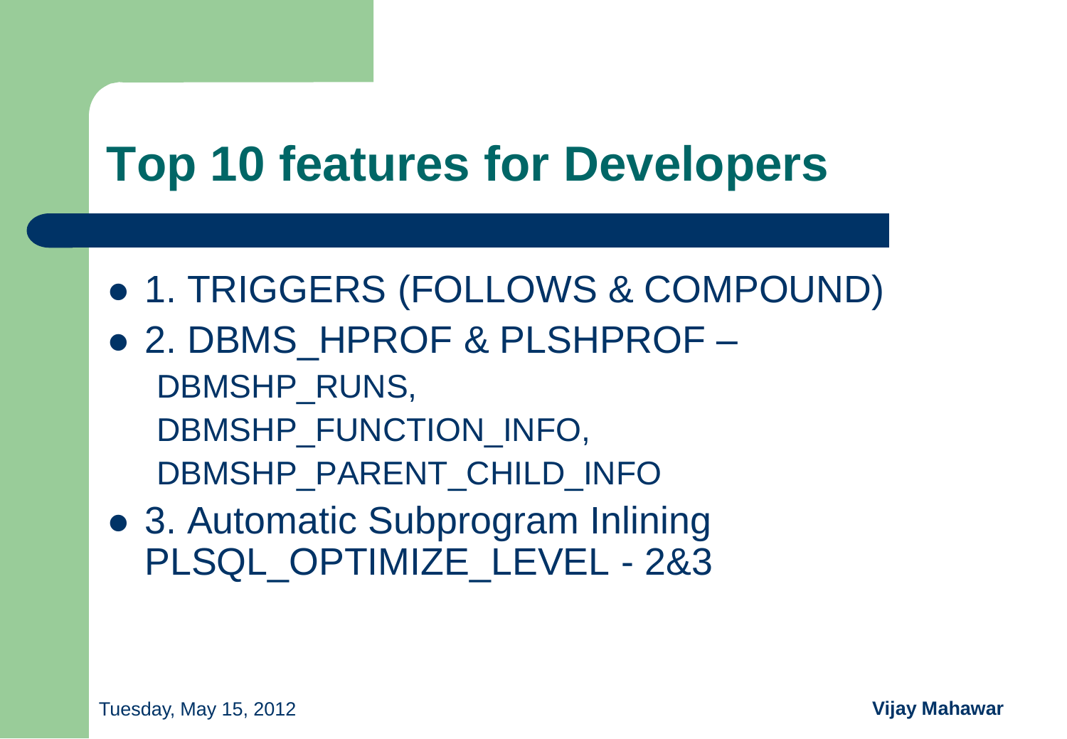# Top 10 features for Developers

- 1. TRIGGERS (FOLLOWS & COMPOUND)
- 2. DBMS_HPROF & PLSHPROF –
  DBMSHP_RUNS,
  DBMSHP_FUNCTION_INFO,
  DBMSHP_PARENT_CHILD_INFO
- 3. Automatic Subprogram Inlining PLSQL_OPTIMIZE_LEVEL - 2&3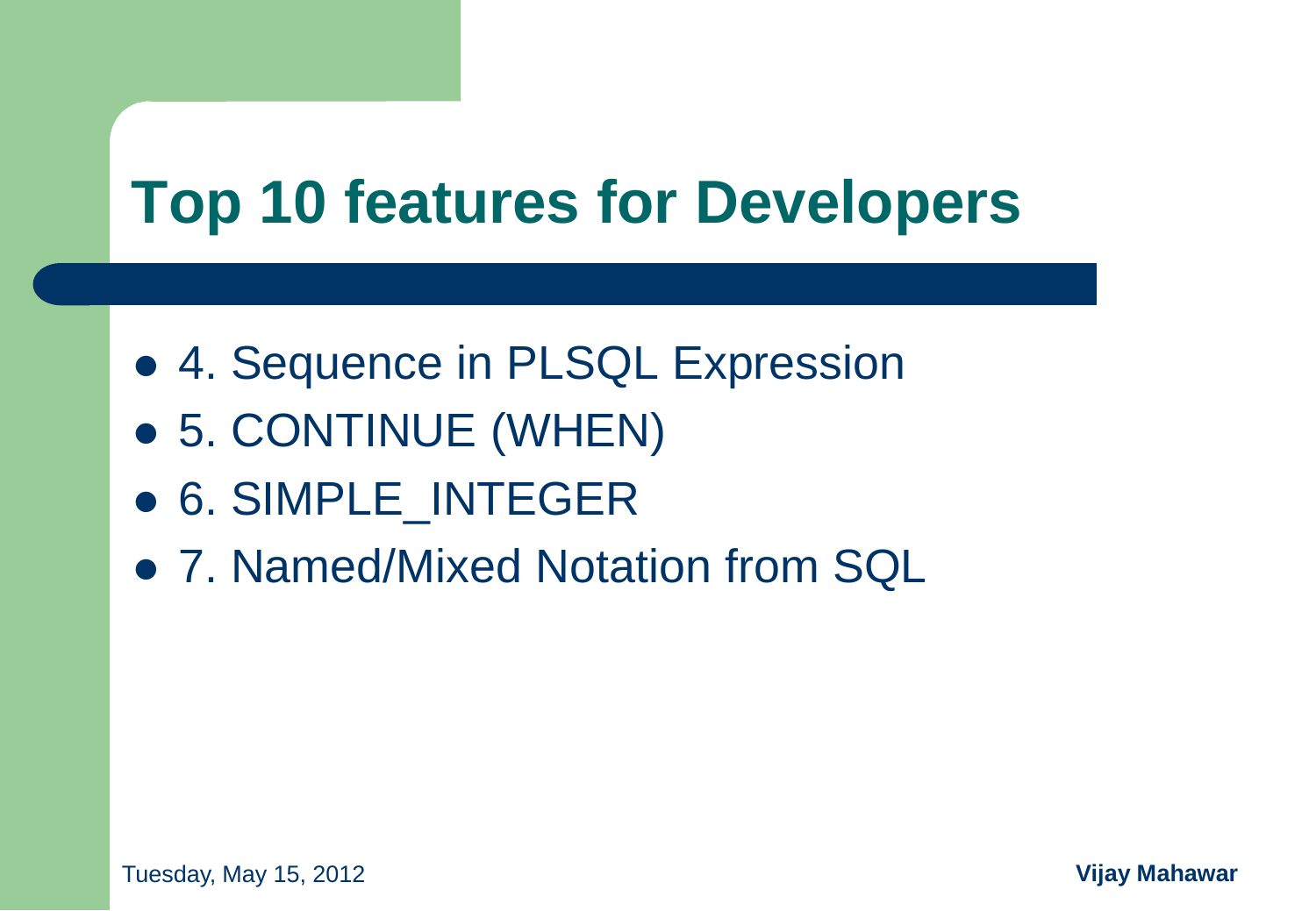# Top 10 features for Developers

- 4. Sequence in PLSQL Expression
- 5. CONTINUE (WHEN)
- 6. SIMPLE_INTEGER
- 7. Named/Mixed Notation from SQL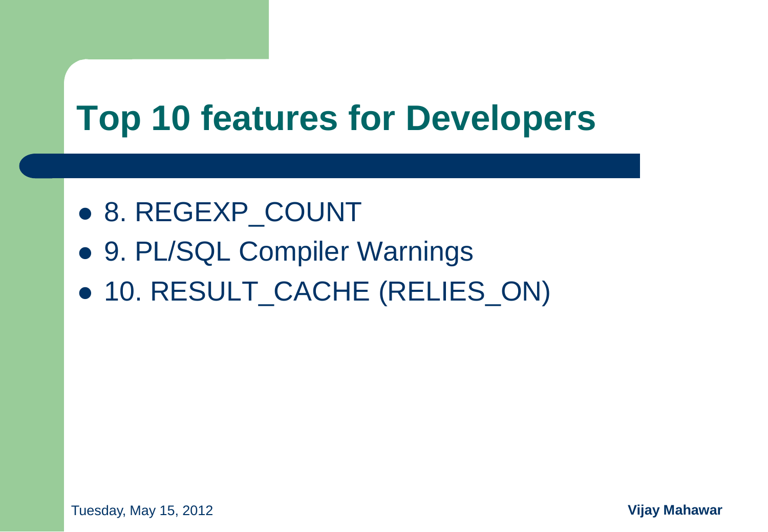# Top 10 features for Developers

- 8. REGEXP_COUNT
- 9. PL/SQL Compiler Warnings
- 10. RESULT_CACHE (RELIES_ON)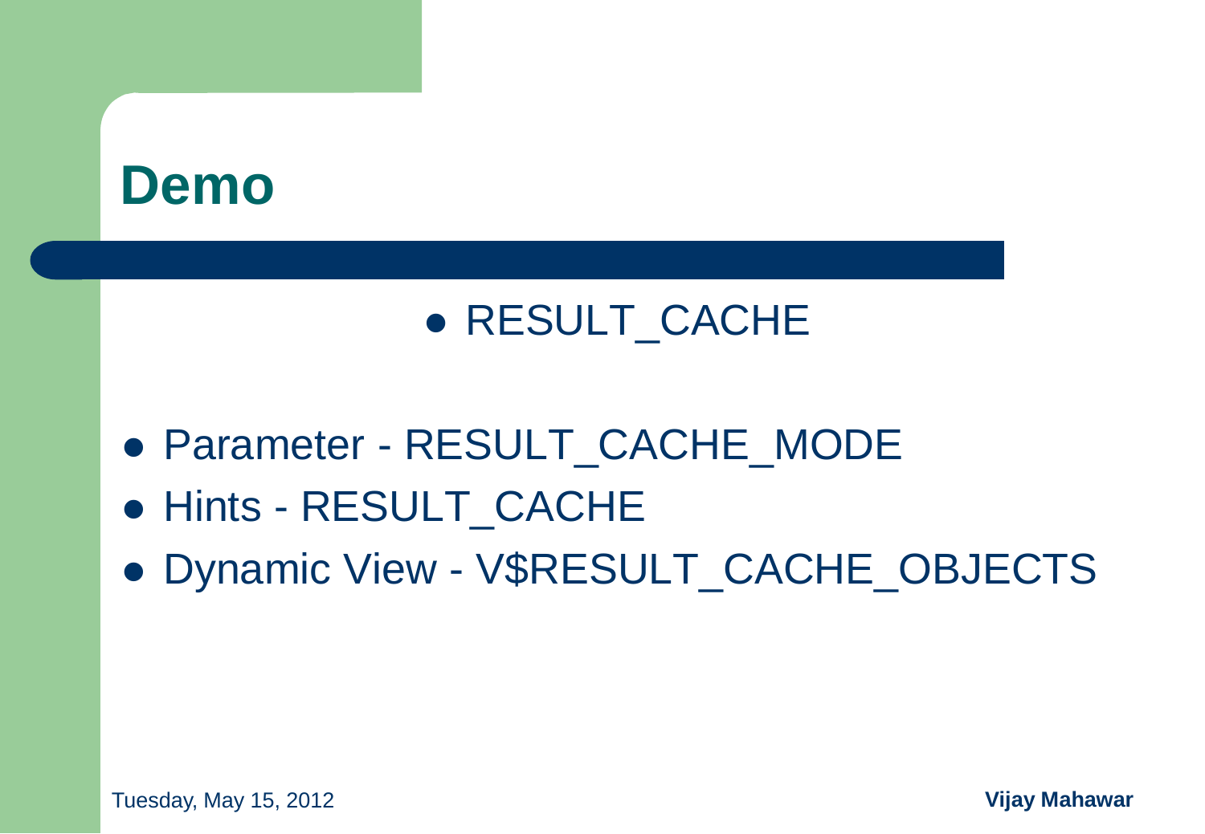# Demo

- RESULT_CACHE

- Parameter - RESULT_CACHE_MODE
- Hints - RESULT_CACHE
- Dynamic View - V$RESULT_CACHE_OBJECTS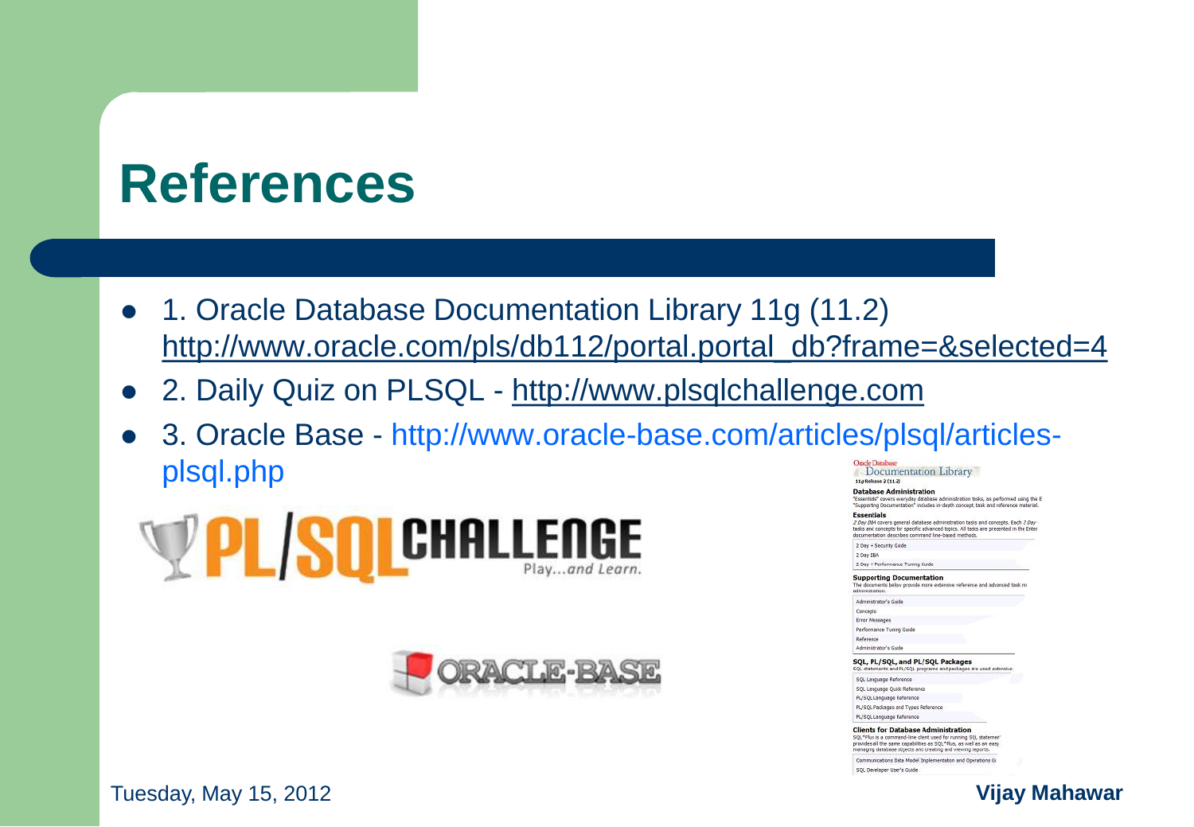# References

- 1. Oracle Database Documentation Library 11g (11.2) http://www.oracle.com/pls/db112/portal.portal_db?frame=&selected=4
- 2. Daily Quiz on PLSQL - http://www.plsqlchallenge.com
- 3. Oracle Base - http://www.oracle-base.com/articles/plsql/articles-plsql.php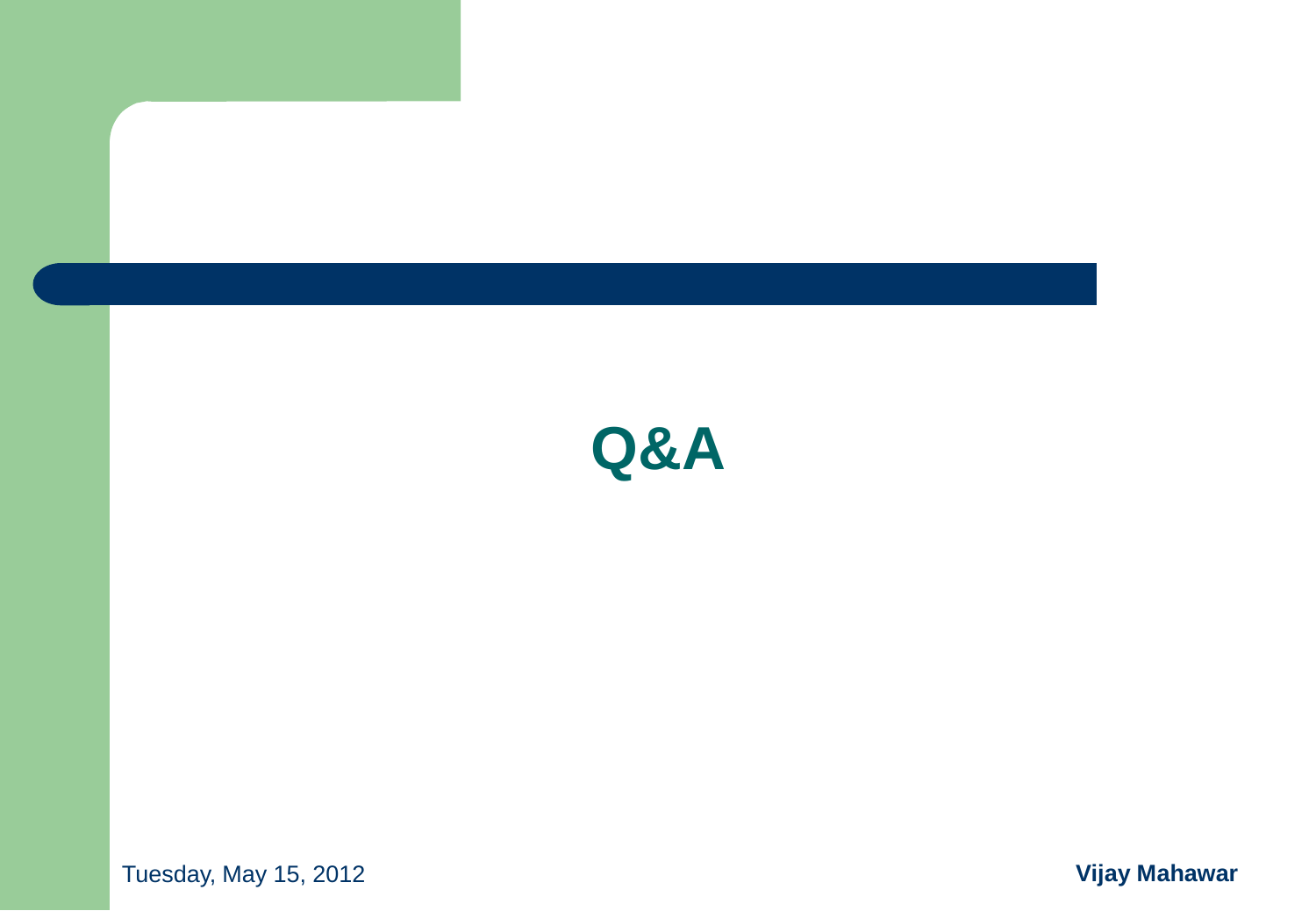# Q&A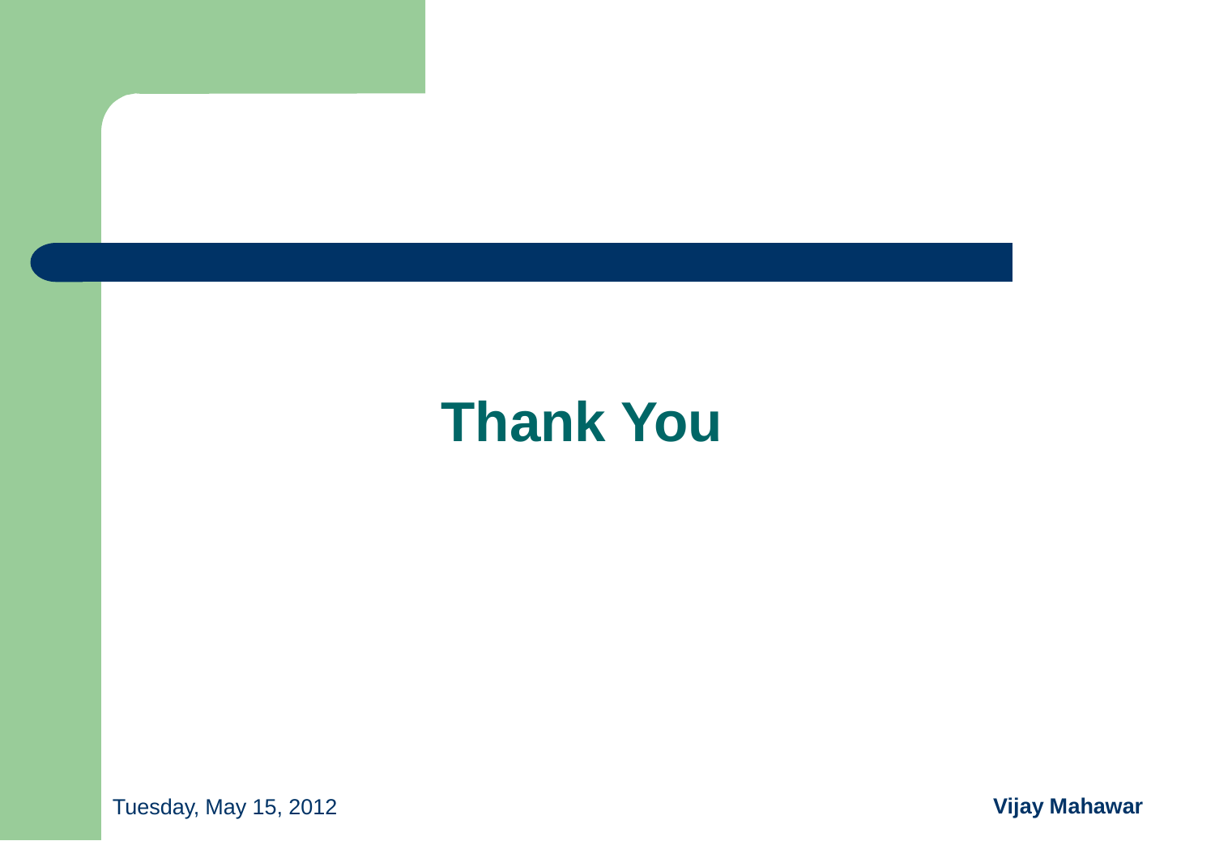# Thank You